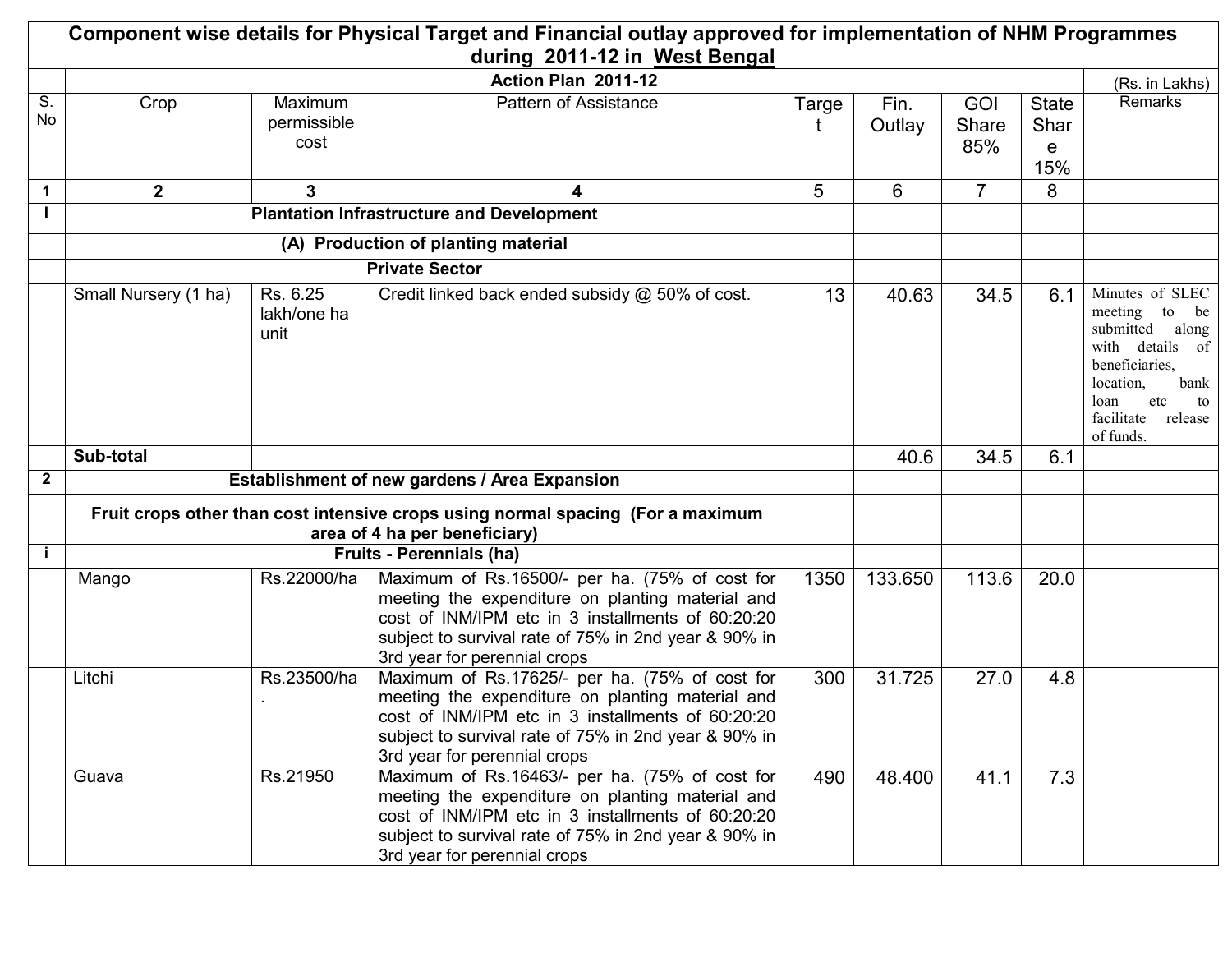# Component wise details for Physical Target and Financial outlay approved for implementation of NHM Programmes during 2011-12 in West Bengal

| | Action Plan 2011-12 | | | | | | | (Rs. in Lakhs) |
|---|---|---|---|---|---|---|---|---|
| S. No | Crop | Maximum permissible cost | Pattern of Assistance | Target | Fin. Outlay | GOI Share 85% | State Share 15% | Remarks |
| 1 | 2 | 3 | 4 | 5 | 6 | 7 | 8 | |
| I | **Plantation Infrastructure and Development** | | | | | | | |
| | **(A) Production of planting material** | | | | | | | |
| | **Private Sector** | | | | | | | |
| | Small Nursery (1 ha) | Rs. 6.25 lakh/one ha unit | Credit linked back ended subsidy @ 50% of cost. | 13 | 40.63 | 34.5 | 6.1 | Minutes of SLEC meeting to be submitted along with details of beneficiaries, location, bank loan etc to facilitate release of funds. |
| | **Sub-total** | | | | 40.6 | 34.5 | 6.1 | |
| 2 | **Establishment of new gardens / Area Expansion** | | | | | | | |
| | **Fruit crops other than cost intensive crops using normal spacing (For a maximum area of 4 ha per beneficiary)** | | | | | | | |
| i | **Fruits - Perennials (ha)** | | | | | | | |
| | Mango | Rs.22000/ha | Maximum of Rs.16500/- per ha. (75% of cost for meeting the expenditure on planting material and cost of INM/IPM etc in 3 installments of 60:20:20 subject to survival rate of 75% in 2nd year & 90% in 3rd year for perennial crops | 1350 | 133.650 | 113.6 | 20.0 | |
| | Litchi | Rs.23500/ha. | Maximum of Rs.17625/- per ha. (75% of cost for meeting the expenditure on planting material and cost of INM/IPM etc in 3 installments of 60:20:20 subject to survival rate of 75% in 2nd year & 90% in 3rd year for perennial crops | 300 | 31.725 | 27.0 | 4.8 | |
| | Guava | Rs.21950 | Maximum of Rs.16463/- per ha. (75% of cost for meeting the expenditure on planting material and cost of INM/IPM etc in 3 installments of 60:20:20 subject to survival rate of 75% in 2nd year & 90% in 3rd year for perennial crops | 490 | 48.400 | 41.1 | 7.3 | |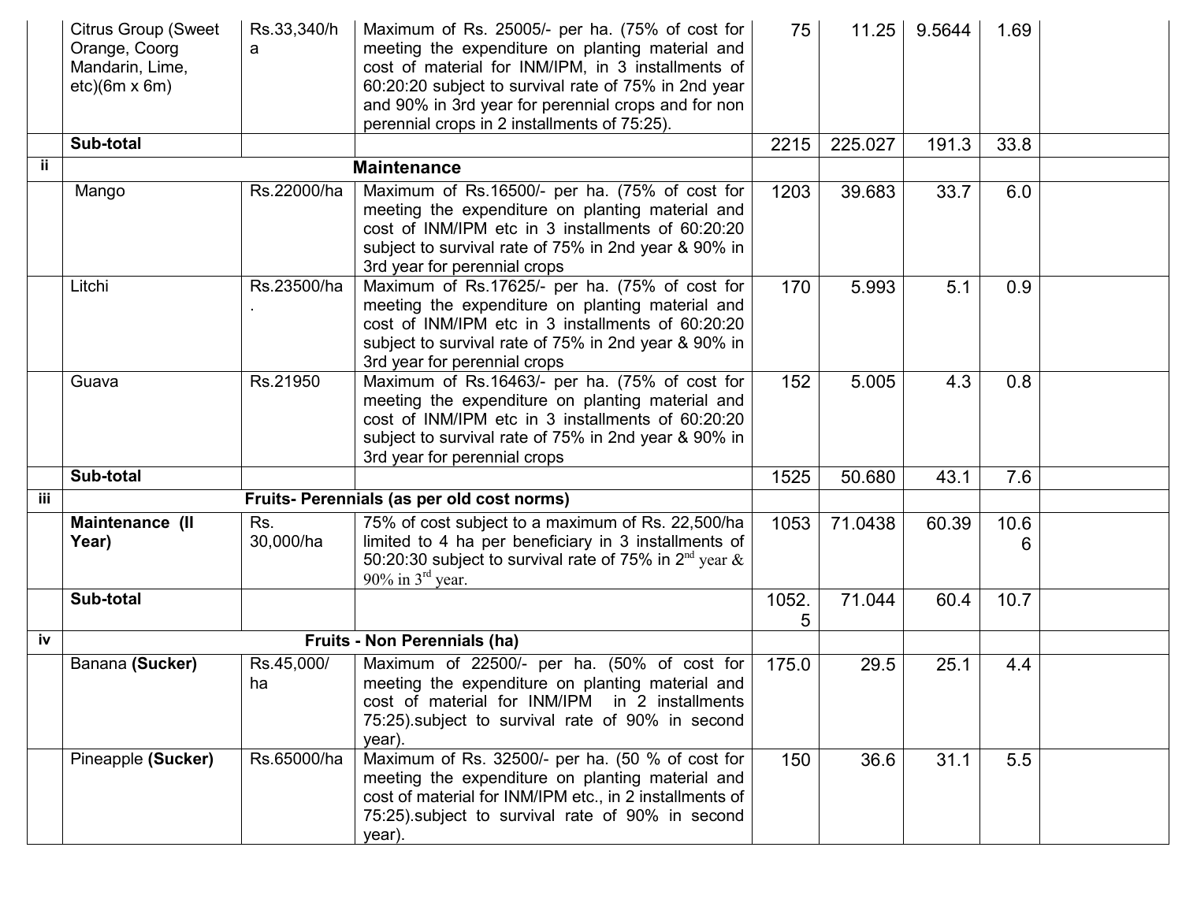| | | | | | | | | |
|---|---|---|---|---|---|---|---|---|
| | Citrus Group (Sweet Orange, Coorg Mandarin, Lime, etc)(6m x 6m) | Rs.33,340/ha | Maximum of Rs. 25005/- per ha. (75% of cost for meeting the expenditure on planting material and cost of material for INM/IPM, in 3 installments of 60:20:20 subject to survival rate of 75% in 2nd year and 90% in 3rd year for perennial crops and for non perennial crops in 2 installments of 75:25). | 75 | 11.25 | 9.5644 | 1.69 | |
| | **Sub-total** | | | 2215 | 225.027 | 191.3 | 33.8 | |
| **ii** | **Maintenance** | | | | | | | |
| | Mango | Rs.22000/ha | Maximum of Rs.16500/- per ha. (75% of cost for meeting the expenditure on planting material and cost of INM/IPM etc in 3 installments of 60:20:20 subject to survival rate of 75% in 2nd year & 90% in 3rd year for perennial crops | 1203 | 39.683 | 33.7 | 6.0 | |
| | Litchi | Rs.23500/ha. | Maximum of Rs.17625/- per ha. (75% of cost for meeting the expenditure on planting material and cost of INM/IPM etc in 3 installments of 60:20:20 subject to survival rate of 75% in 2nd year & 90% in 3rd year for perennial crops | 170 | 5.993 | 5.1 | 0.9 | |
| | Guava | Rs.21950 | Maximum of Rs.16463/- per ha. (75% of cost for meeting the expenditure on planting material and cost of INM/IPM etc in 3 installments of 60:20:20 subject to survival rate of 75% in 2nd year & 90% in 3rd year for perennial crops | 152 | 5.005 | 4.3 | 0.8 | |
| | **Sub-total** | | | 1525 | 50.680 | 43.1 | 7.6 | |
| **iii** | **Fruits- Perennials (as per old cost norms)** | | | | | | | |
| | **Maintenance (II Year)** | Rs. 30,000/ha | 75% of cost subject to a maximum of Rs. 22,500/ha limited to 4 ha per beneficiary in 3 installments of 50:20:30 subject to survival rate of 75% in 2nd year & 90% in 3rd year. | 1053 | 71.0438 | 60.39 | 10.66 | |
| | **Sub-total** | | | 1052.5 | 71.044 | 60.4 | 10.7 | |
| **iv** | **Fruits - Non Perennials (ha)** | | | | | | | |
| | Banana **(Sucker)** | Rs.45,000/ha | Maximum of 22500/- per ha. (50% of cost for meeting the expenditure on planting material and cost of material for INM/IPM in 2 installments 75:25).subject to survival rate of 90% in second year). | 175.0 | 29.5 | 25.1 | 4.4 | |
| | Pineapple **(Sucker)** | Rs.65000/ha | Maximum of Rs. 32500/- per ha. (50 % of cost for meeting the expenditure on planting material and cost of material for INM/IPM etc., in 2 installments of 75:25).subject to survival rate of 90% in second year). | 150 | 36.6 | 31.1 | 5.5 | |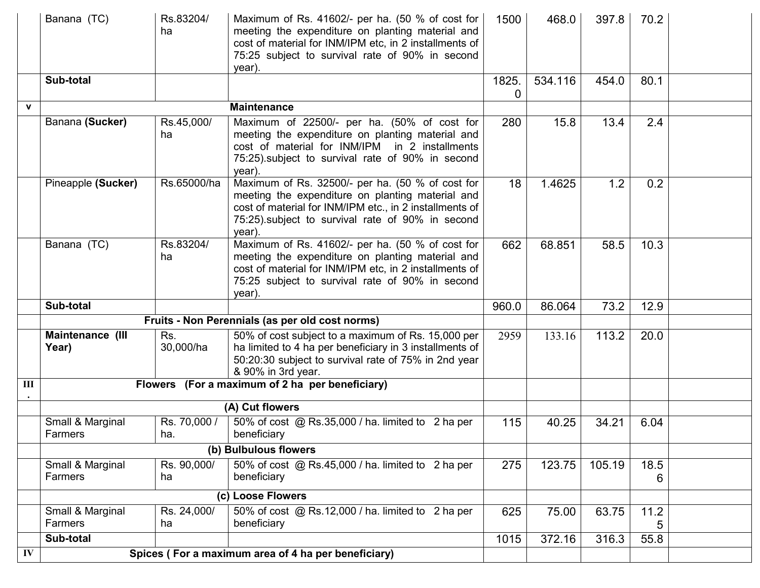| | | | | | | | | |
|---|---|---|---|---|---|---|---|---|
| | Banana (TC) | Rs.83204/ ha | Maximum of Rs. 41602/- per ha. (50 % of cost for meeting the expenditure on planting material and cost of material for INM/IPM etc, in 2 installments of 75:25 subject to survival rate of 90% in second year). | 1500 | 468.0 | 397.8 | 70.2 | |
| | **Sub-total** | | | 1825.0 | 534.116 | 454.0 | 80.1 | |
| **v** | | | **Maintenance** | | | | | |
| | Banana **(Sucker)** | Rs.45,000/ ha | Maximum of 22500/- per ha. (50% of cost for meeting the expenditure on planting material and cost of material for INM/IPM in 2 installments 75:25).subject to survival rate of 90% in second year). | 280 | 15.8 | 13.4 | 2.4 | |
| | Pineapple **(Sucker)** | Rs.65000/ha | Maximum of Rs. 32500/- per ha. (50 % of cost for meeting the expenditure on planting material and cost of material for INM/IPM etc., in 2 installments of 75:25).subject to survival rate of 90% in second year). | 18 | 1.4625 | 1.2 | 0.2 | |
| | Banana (TC) | Rs.83204/ ha | Maximum of Rs. 41602/- per ha. (50 % of cost for meeting the expenditure on planting material and cost of material for INM/IPM etc, in 2 installments of 75:25 subject to survival rate of 90% in second year). | 662 | 68.851 | 58.5 | 10.3 | |
| | **Sub-total** | | | 960.0 | 86.064 | 73.2 | 12.9 | |
| | **Fruits - Non Perennials (as per old cost norms)** | | | | | | | |
| | **Maintenance (III Year)** | Rs. 30,000/ha | 50% of cost subject to a maximum of Rs. 15,000 per ha limited to 4 ha per beneficiary in 3 installments of 50:20:30 subject to survival rate of 75% in 2nd year & 90% in 3rd year. | 2959 | 133.16 | 113.2 | 20.0 | |
| **III.** | **Flowers (For a maximum of 2 ha per beneficiary)** | | | | | | | |
| | | | **(A) Cut flowers** | | | | | |
| | Small & Marginal Farmers | Rs. 70,000 / ha. | 50% of cost @ Rs.35,000 / ha. limited to 2 ha per beneficiary | 115 | 40.25 | 34.21 | 6.04 | |
| | | | **(b) Bulbulous flowers** | | | | | |
| | Small & Marginal Farmers | Rs. 90,000/ ha | 50% of cost @ Rs.45,000 / ha. limited to 2 ha per beneficiary | 275 | 123.75 | 105.19 | 18.56 | |
| | | | **(c) Loose Flowers** | | | | | |
| | Small & Marginal Farmers | Rs. 24,000/ ha | 50% of cost @ Rs.12,000 / ha. limited to 2 ha per beneficiary | 625 | 75.00 | 63.75 | 11.25 | |
| | **Sub-total** | | | 1015 | 372.16 | 316.3 | 55.8 | |
| **IV** | **Spices ( For a maximum area of 4 ha per beneficiary)** | | | | | | | |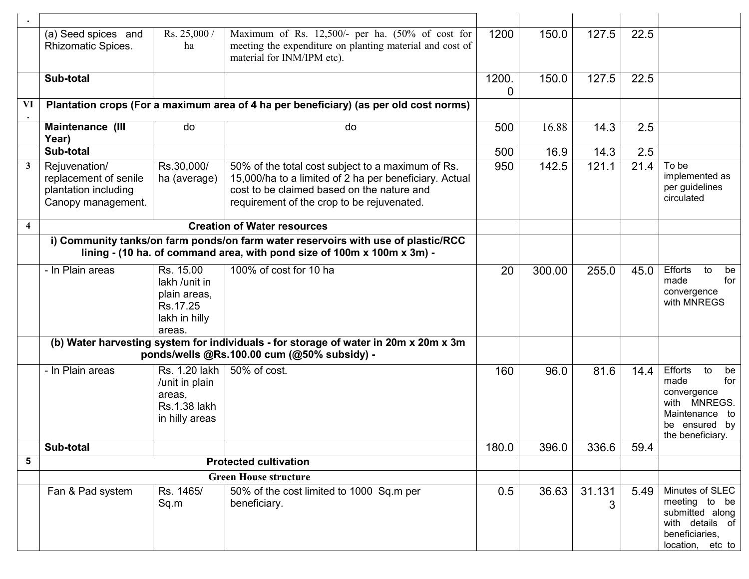| . | | | | | | | | |
|---|---|---|---|---|---|---|---|---|
| | (a) Seed spices and Rhizomatic Spices. | Rs. 25,000 / ha | Maximum of Rs. 12,500/- per ha. (50% of cost for meeting the expenditure on planting material and cost of material for INM/IPM etc). | 1200 | 150.0 | 127.5 | 22.5 | |
| | **Sub-total** | | | 1200.0 | 150.0 | 127.5 | 22.5 | |
| VI. | **Plantation crops (For a maximum area of 4 ha per beneficiary) (as per old cost norms)** | | | | | | | |
| | **Maintenance (III Year)** | do | do | 500 | 16.88 | 14.3 | 2.5 | |
| | **Sub-total** | | | 500 | 16.9 | 14.3 | 2.5 | |
| 3 | Rejuvenation/ replacement of senile plantation including Canopy management. | Rs.30,000/ ha (average) | 50% of the total cost subject to a maximum of Rs. 15,000/ha to a limited of 2 ha per beneficiary. Actual cost to be claimed based on the nature and requirement of the crop to be rejuvenated. | 950 | 142.5 | 121.1 | 21.4 | To be implemented as per guidelines circulated |
| 4 | **Creation of Water resources** | | | | | | | |
| | **i) Community tanks/on farm ponds/on farm water reservoirs with use of plastic/RCC lining - (10 ha. of command area, with pond size of 100m x 100m x 3m) -** | | | | | | | |
| | - In Plain areas | Rs. 15.00 lakh /unit in plain areas, Rs.17.25 lakh in hilly areas. | 100% of cost for 10 ha | 20 | 300.00 | 255.0 | 45.0 | Efforts to be made for convergence with MNREGS |
| | **(b) Water harvesting system for individuals - for storage of water in 20m x 20m x 3m ponds/wells @Rs.100.00 cum (@50% subsidy) -** | | | | | | | |
| | - In Plain areas | Rs. 1.20 lakh /unit in plain areas, Rs.1.38 lakh in hilly areas | 50% of cost. | 160 | 96.0 | 81.6 | 14.4 | Efforts to be made for convergence with MNREGS. Maintenance to be ensured by the beneficiary. |
| | **Sub-total** | | | 180.0 | 396.0 | 336.6 | 59.4 | |
| 5 | **Protected cultivation** | | | | | | | |
| | **Green House structure** | | | | | | | |
| | Fan & Pad system | Rs. 1465/ Sq.m | 50% of the cost limited to 1000 Sq.m per beneficiary. | 0.5 | 36.63 | 31.1313 | 5.49 | Minutes of SLEC meeting to be submitted along with details of beneficiaries, location, etc to |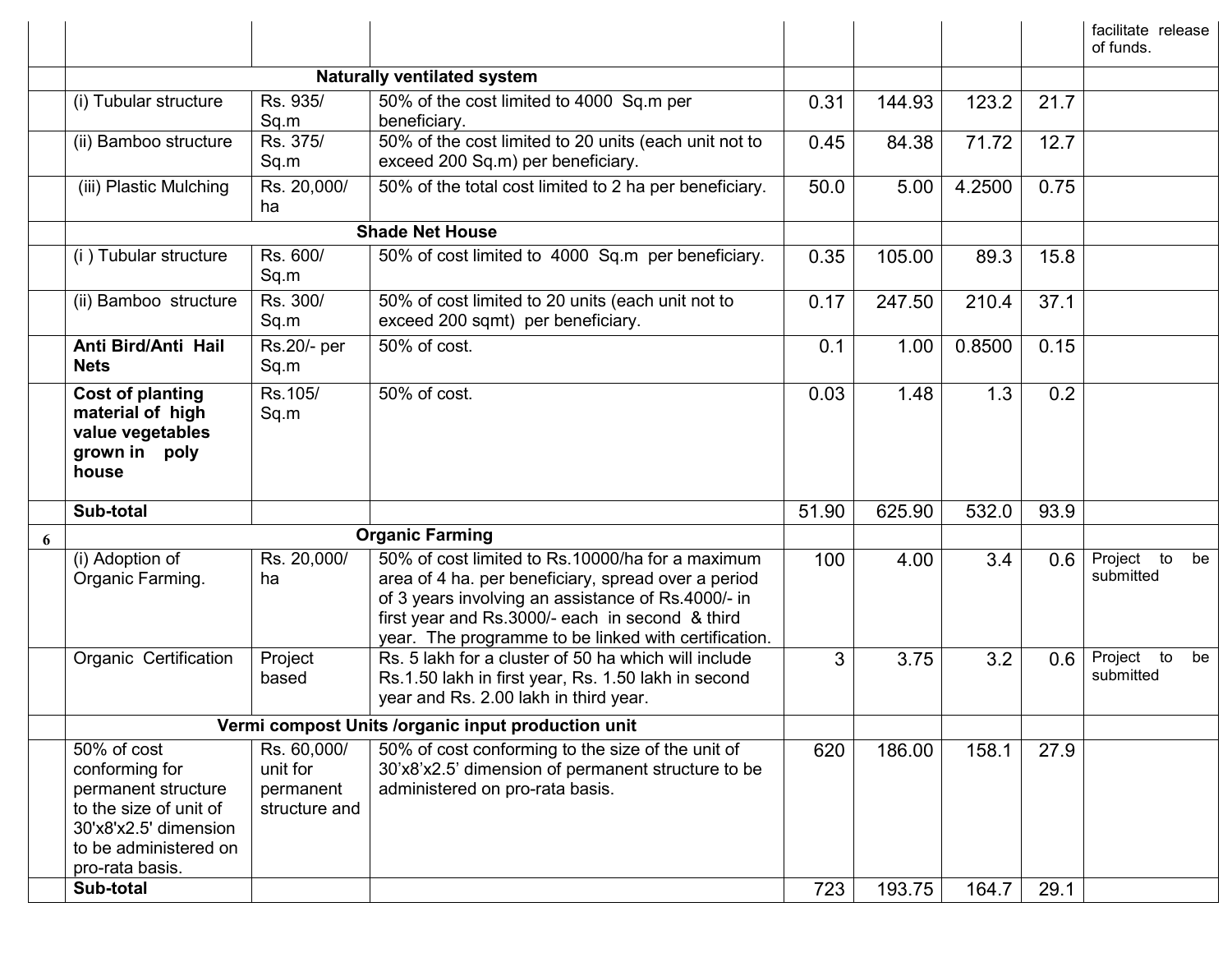| | | | | | | | | |
|---|---|---|---|---|---|---|---|---|
| | | | | | | | | facilitate release of funds. |
| | **Naturally ventilated system** | | | | | | | |
| | (i) Tubular structure | Rs. 935/ Sq.m | 50% of the cost limited to 4000 Sq.m per beneficiary. | 0.31 | 144.93 | 123.2 | 21.7 | |
| | (ii) Bamboo structure | Rs. 375/ Sq.m | 50% of the cost limited to 20 units (each unit not to exceed 200 Sq.m) per beneficiary. | 0.45 | 84.38 | 71.72 | 12.7 | |
| | (iii) Plastic Mulching | Rs. 20,000/ ha | 50% of the total cost limited to 2 ha per beneficiary. | 50.0 | 5.00 | 4.2500 | 0.75 | |
| | **Shade Net House** | | | | | | | |
| | (i ) Tubular structure | Rs. 600/ Sq.m | 50% of cost limited to 4000 Sq.m per beneficiary. | 0.35 | 105.00 | 89.3 | 15.8 | |
| | (ii) Bamboo structure | Rs. 300/ Sq.m | 50% of cost limited to 20 units (each unit not to exceed 200 sqmt) per beneficiary. | 0.17 | 247.50 | 210.4 | 37.1 | |
| | **Anti Bird/Anti Hail Nets** | Rs.20/- per Sq.m | 50% of cost. | 0.1 | 1.00 | 0.8500 | 0.15 | |
| | **Cost of planting material of high value vegetables grown in poly house** | Rs.105/ Sq.m | 50% of cost. | 0.03 | 1.48 | 1.3 | 0.2 | |
| | **Sub-total** | | | 51.90 | 625.90 | 532.0 | 93.9 | |
| 6 | **Organic Farming** | | | | | | | |
| | (i) Adoption of Organic Farming. | Rs. 20,000/ ha | 50% of cost limited to Rs.10000/ha for a maximum area of 4 ha. per beneficiary, spread over a period of 3 years involving an assistance of Rs.4000/- in first year and Rs.3000/- each in second & third year. The programme to be linked with certification. | 100 | 4.00 | 3.4 | 0.6 | Project to be submitted |
| | Organic Certification | Project based | Rs. 5 lakh for a cluster of 50 ha which will include Rs.1.50 lakh in first year, Rs. 1.50 lakh in second year and Rs. 2.00 lakh in third year. | 3 | 3.75 | 3.2 | 0.6 | Project to be submitted |
| | **Vermi compost Units /organic input production unit** | | | | | | | |
| | 50% of cost conforming for permanent structure to the size of unit of 30'x8'x2.5' dimension to be administered on pro-rata basis. | Rs. 60,000/ unit for permanent structure and | 50% of cost conforming to the size of the unit of 30'x8'x2.5' dimension of permanent structure to be administered on pro-rata basis. | 620 | 186.00 | 158.1 | 27.9 | |
| | **Sub-total** | | | 723 | 193.75 | 164.7 | 29.1 | |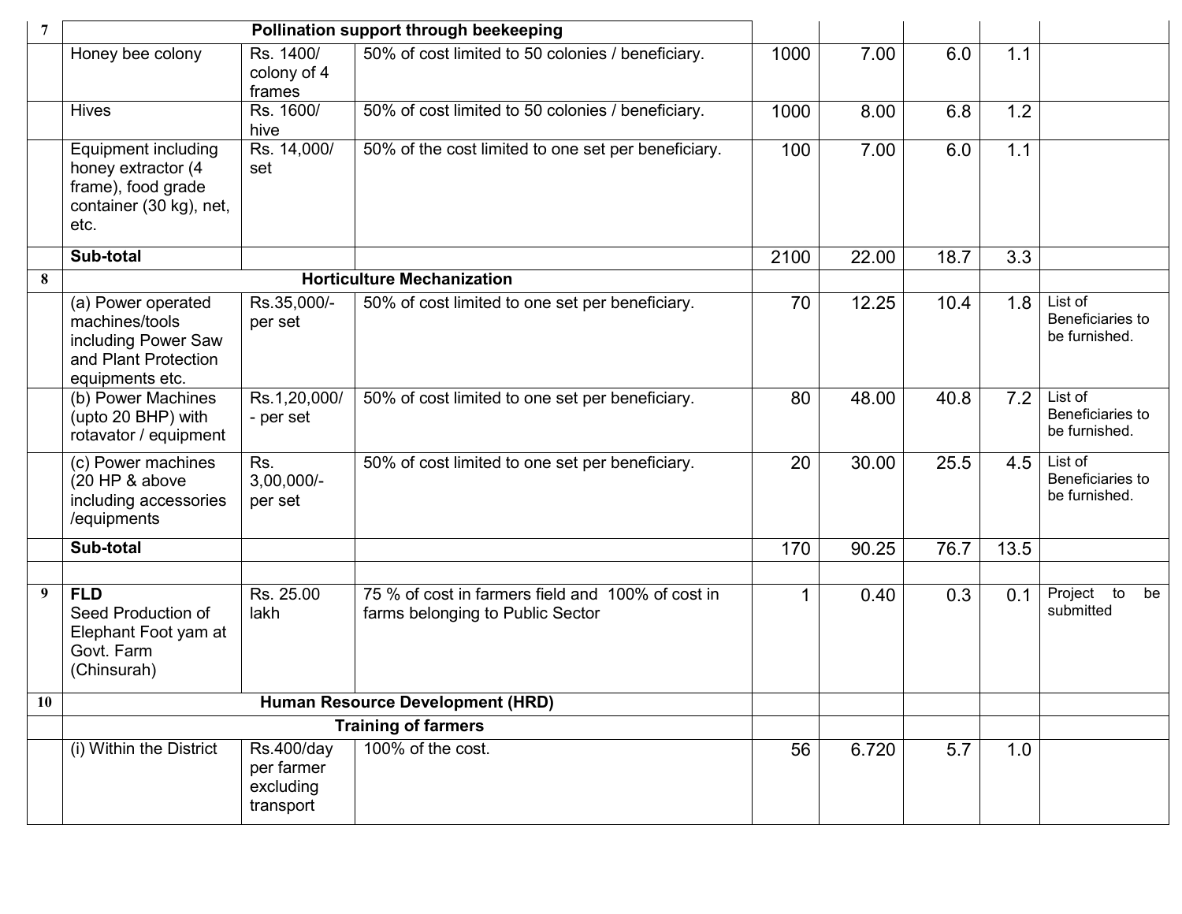| | | | | | | | | |
|---|---|---|---|---|---|---|---|---|
| **7** | **Pollination support through beekeeping** | | | | | | | |
| | Honey bee colony | Rs. 1400/ colony of 4 frames | 50% of cost limited to 50 colonies / beneficiary. | 1000 | 7.00 | 6.0 | 1.1 | |
| | Hives | Rs. 1600/ hive | 50% of cost limited to 50 colonies / beneficiary. | 1000 | 8.00 | 6.8 | 1.2 | |
| | Equipment including honey extractor (4 frame), food grade container (30 kg), net, etc. | Rs. 14,000/ set | 50% of the cost limited to one set per beneficiary. | 100 | 7.00 | 6.0 | 1.1 | |
| | **Sub-total** | | | 2100 | 22.00 | 18.7 | 3.3 | |
| **8** | **Horticulture Mechanization** | | | | | | | |
| | (a) Power operated machines/tools including Power Saw and Plant Protection equipments etc. | Rs.35,000/- per set | 50% of cost limited to one set per beneficiary. | 70 | 12.25 | 10.4 | 1.8 | List of Beneficiaries to be furnished. |
| | (b) Power Machines (upto 20 BHP) with rotavator / equipment | Rs.1,20,000/- per set | 50% of cost limited to one set per beneficiary. | 80 | 48.00 | 40.8 | 7.2 | List of Beneficiaries to be furnished. |
| | (c) Power machines (20 HP & above including accessories /equipments | Rs. 3,00,000/- per set | 50% of cost limited to one set per beneficiary. | 20 | 30.00 | 25.5 | 4.5 | List of Beneficiaries to be furnished. |
| | **Sub-total** | | | 170 | 90.25 | 76.7 | 13.5 | |
| | | | | | | | | |
| **9** | **FLD** Seed Production of Elephant Foot yam at Govt. Farm (Chinsurah) | Rs. 25.00 lakh | 75 % of cost in farmers field and 100% of cost in farms belonging to Public Sector | 1 | 0.40 | 0.3 | 0.1 | Project to be submitted |
| **10** | **Human Resource Development (HRD)** | | | | | | | |
| | **Training of farmers** | | | | | | | |
| | (i) Within the District | Rs.400/day per farmer excluding transport | 100% of the cost. | 56 | 6.720 | 5.7 | 1.0 | |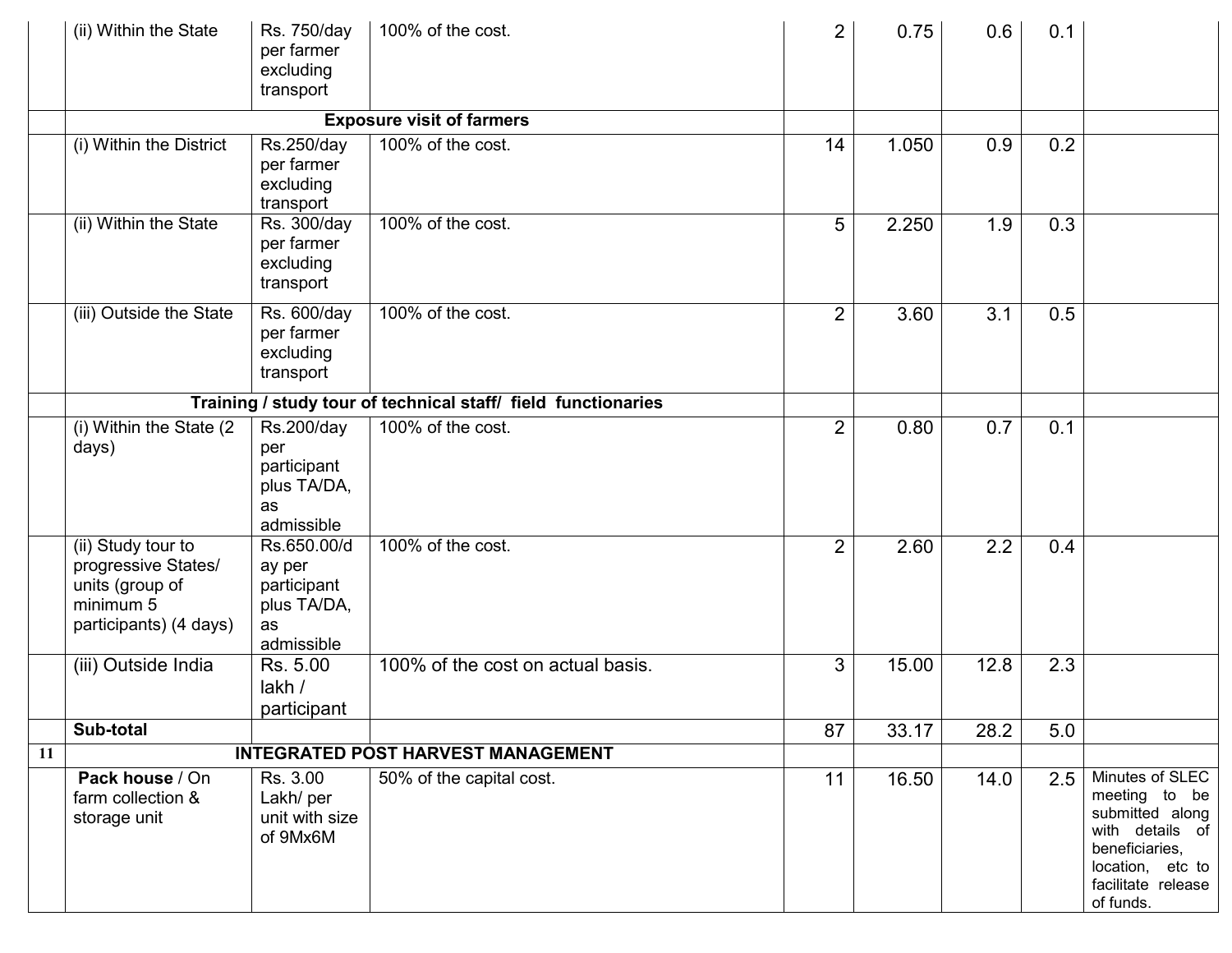| | | | | | | | | |
|---|---|---|---|---|---|---|---|---|
| | (ii) Within the State | Rs. 750/day per farmer excluding transport | 100% of the cost. | 2 | 0.75 | 0.6 | 0.1 | |
| | **Exposure visit of farmers** | | | | | | | |
| | (i) Within the District | Rs.250/day per farmer excluding transport | 100% of the cost. | 14 | 1.050 | 0.9 | 0.2 | |
| | (ii) Within the State | Rs. 300/day per farmer excluding transport | 100% of the cost. | 5 | 2.250 | 1.9 | 0.3 | |
| | (iii) Outside the State | Rs. 600/day per farmer excluding transport | 100% of the cost. | 2 | 3.60 | 3.1 | 0.5 | |
| | **Training / study tour of technical staff/ field functionaries** | | | | | | | |
| | (i) Within the State (2 days) | Rs.200/day per participant plus TA/DA, as admissible | 100% of the cost. | 2 | 0.80 | 0.7 | 0.1 | |
| | (ii) Study tour to progressive States/ units (group of minimum 5 participants) (4 days) | Rs.650.00/day per participant plus TA/DA, as admissible | 100% of the cost. | 2 | 2.60 | 2.2 | 0.4 | |
| | (iii) Outside India | Rs. 5.00 lakh / participant | 100% of the cost on actual basis. | 3 | 15.00 | 12.8 | 2.3 | |
| | **Sub-total** | | | 87 | 33.17 | 28.2 | 5.0 | |
| **11** | **INTEGRATED POST HARVEST MANAGEMENT** | | | | | | | |
| | **Pack house** / On farm collection & storage unit | Rs. 3.00 Lakh/ per unit with size of 9Mx6M | 50% of the capital cost. | 11 | 16.50 | 14.0 | 2.5 | Minutes of SLEC meeting to be submitted along with details of beneficiaries, location, etc to facilitate release of funds. |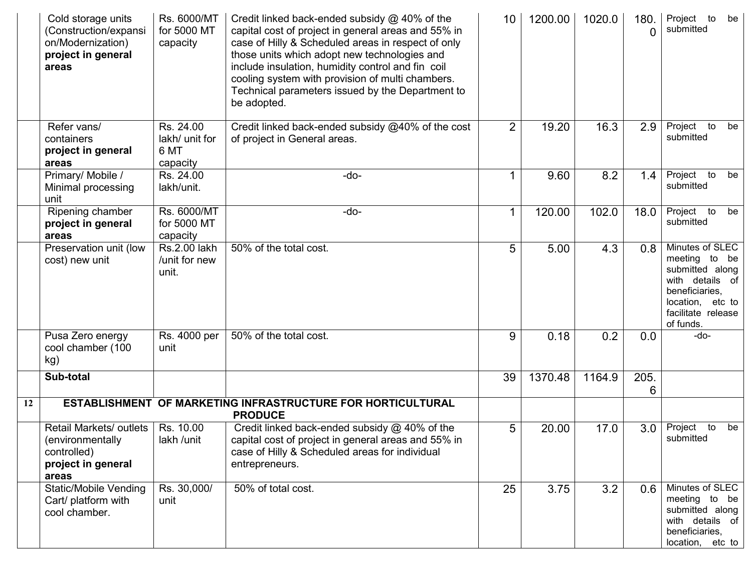| | | | | | | | | |
|---|---|---|---|---|---|---|---|---|
| | Cold storage units (Construction/expansion/Modernization) **project in general areas** | Rs. 6000/MT for 5000 MT capacity | Credit linked back-ended subsidy @ 40% of the capital cost of project in general areas and 55% in case of Hilly & Scheduled areas in respect of only those units which adopt new technologies and include insulation, humidity control and fin coil cooling system with provision of multi chambers. Technical parameters issued by the Department to be adopted. | 10 | 1200.00 | 1020.0 | 180.0 | Project to be submitted |
| | Refer vans/ containers **project in general areas** | Rs. 24.00 lakh/ unit for 6 MT capacity | Credit linked back-ended subsidy @40% of the cost of project in General areas. | 2 | 19.20 | 16.3 | 2.9 | Project to be submitted |
| | Primary/ Mobile / Minimal processing unit | Rs. 24.00 lakh/unit. | -do- | 1 | 9.60 | 8.2 | 1.4 | Project to be submitted |
| | Ripening chamber **project in general areas** | Rs. 6000/MT for 5000 MT capacity | -do- | 1 | 120.00 | 102.0 | 18.0 | Project to be submitted |
| | Preservation unit (low cost) new unit | Rs.2.00 lakh /unit for new unit. | 50% of the total cost. | 5 | 5.00 | 4.3 | 0.8 | Minutes of SLEC meeting to be submitted along with details of beneficiaries, location, etc to facilitate release of funds. |
| | Pusa Zero energy cool chamber (100 kg) | Rs. 4000 per unit | 50% of the total cost. | 9 | 0.18 | 0.2 | 0.0 | -do- |
| | **Sub-total** | | | 39 | 1370.48 | 1164.9 | 205.6 | |
| **12** | **ESTABLISHMENT OF MARKETING INFRASTRUCTURE FOR HORTICULTURAL PRODUCE** | | | | | | | |
| | Retail Markets/ outlets (environmentally controlled) **project in general areas** | Rs. 10.00 lakh /unit | Credit linked back-ended subsidy @ 40% of the capital cost of project in general areas and 55% in case of Hilly & Scheduled areas for individual entrepreneurs. | 5 | 20.00 | 17.0 | 3.0 | Project to be submitted |
| | Static/Mobile Vending Cart/ platform with cool chamber. | Rs. 30,000/ unit | 50% of total cost. | 25 | 3.75 | 3.2 | 0.6 | Minutes of SLEC meeting to be submitted along with details of beneficiaries, location, etc to |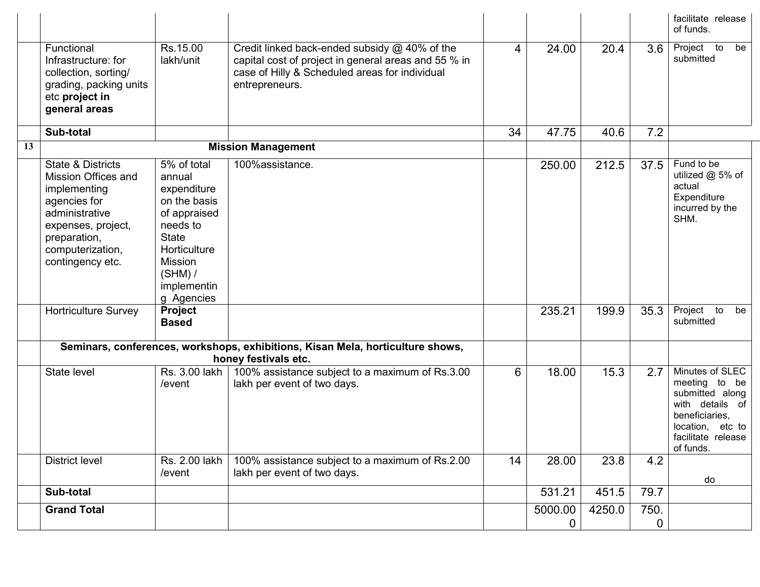| | | | | | | | | |
|---|---|---|---|---|---|---|---|---|
| | | | | | | | | facilitate release of funds. |
| | Functional Infrastructure: for collection, sorting/ grading, packing units etc **project in general areas** | Rs.15.00 lakh/unit | Credit linked back-ended subsidy @ 40% of the capital cost of project in general areas and 55 % in case of Hilly & Scheduled areas for individual entrepreneurs. | 4 | 24.00 | 20.4 | 3.6 | Project to be submitted |
| | **Sub-total** | | | 34 | 47.75 | 40.6 | 7.2 | |
| **13** | **Mission Management** | | | | | | | |
| | State & Districts Mission Offices and implementing agencies for administrative expenses, project, preparation, computerization, contingency etc. | 5% of total annual expenditure on the basis of appraised needs to State Horticulture Mission (SHM) / implementing Agencies | 100%assistance. | | 250.00 | 212.5 | 37.5 | Fund to be utilized @ 5% of actual Expenditure incurred by the SHM. |
| | Hortriculture Survey | **Project Based** | | | 235.21 | 199.9 | 35.3 | Project to be submitted |
| | **Seminars, conferences, workshops, exhibitions, Kisan Mela, horticulture shows, honey festivals etc.** | | | | | | | |
| | State level | Rs. 3.00 lakh /event | 100% assistance subject to a maximum of Rs.3.00 lakh per event of two days. | 6 | 18.00 | 15.3 | 2.7 | Minutes of SLEC meeting to be submitted along with details of beneficiaries, location, etc to facilitate release of funds. |
| | District level | Rs. 2.00 lakh /event | 100% assistance subject to a maximum of Rs.2.00 lakh per event of two days. | 14 | 28.00 | 23.8 | 4.2 | do |
| | **Sub-total** | | | | 531.21 | 451.5 | 79.7 | |
| | **Grand Total** | | | | 5000.00 | 4250.0 | 750.0 | |